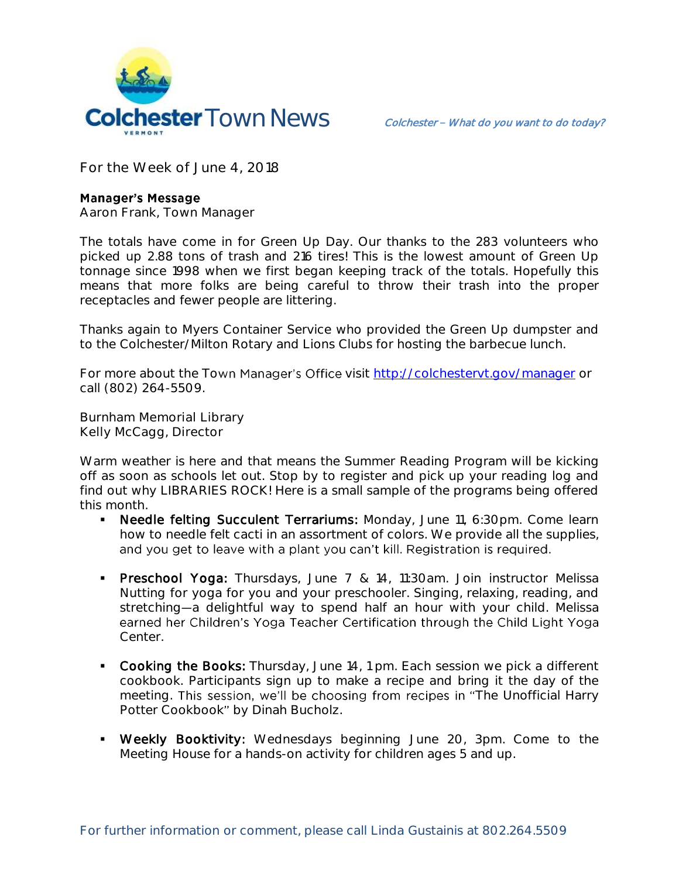# Colchester Town News

*Colchester – What do you want to do today?*

For the Week of June 4, 2018

**Manager's Message**
Aaron Frank, Town Manager

The totals have come in for Green Up Day. Our thanks to the 283 volunteers who picked up 2.88 tons of trash and 216 tires! This is the lowest amount of Green Up tonnage since 1998 when we first began keeping track of the totals. Hopefully this means that more folks are being careful to throw their trash into the proper receptacles and fewer people are littering.

Thanks again to Myers Container Service who provided the Green Up dumpster and to the Colchester/Milton Rotary and Lions Clubs for hosting the barbecue lunch.

For more about the Town Manager's Office visit http://colchestervt.gov/manager or call (802) 264-5509.

Burnham Memorial Library
Kelly McCagg, Director

Warm weather is here and that means the Summer Reading Program will be kicking off as soon as schools let out. Stop by to register and pick up your reading log and find out why LIBRARIES ROCK! Here is a small sample of the programs being offered this month.

- **Needle felting Succulent Terrariums:** Monday, June 11, 6:30pm. Come learn how to needle felt cacti in an assortment of colors. We provide all the supplies, and you get to leave with a plant you can't kill. Registration is required.

- **Preschool Yoga:** Thursdays, June 7 & 14, 11:30am. Join instructor Melissa Nutting for yoga for you and your preschooler. Singing, relaxing, reading, and stretching—a delightful way to spend half an hour with your child. Melissa earned her Children's Yoga Teacher Certification through the Child Light Yoga Center.

- **Cooking the Books:** Thursday, June 14, 1pm. Each session we pick a different cookbook. Participants sign up to make a recipe and bring it the day of the meeting. This session, we'll be choosing from recipes in "The Unofficial Harry Potter Cookbook" by Dinah Bucholz.

- **Weekly Booktivity:** Wednesdays beginning June 20, 3pm. Come to the Meeting House for a hands-on activity for children ages 5 and up.

For further information or comment, please call Linda Gustainis at 802.264.5509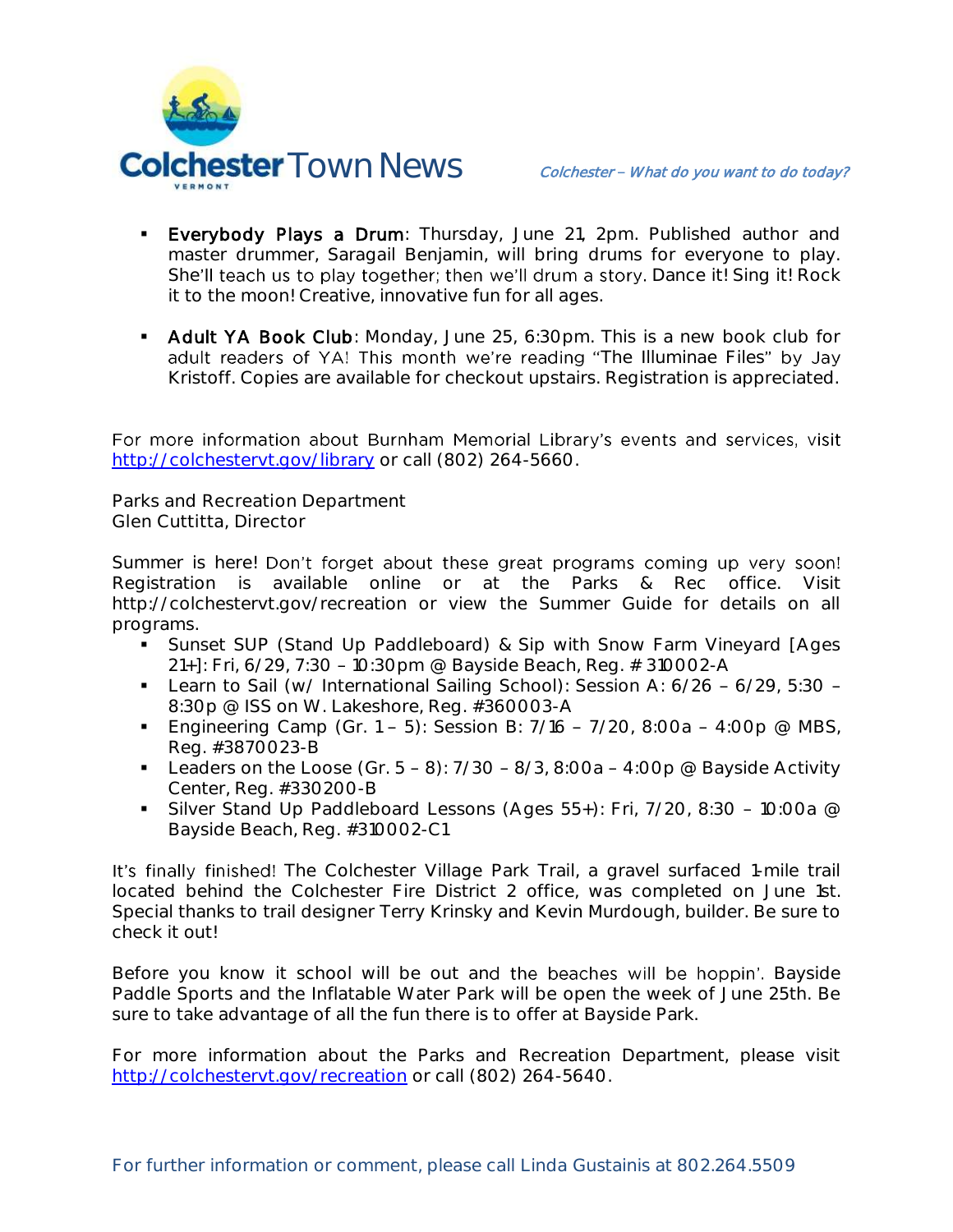- **Everybody Plays a Drum**: Thursday, June 21, 2pm. Published author and master drummer, Saragail Benjamin, will bring drums for everyone to play. She'll teach us to play together; then we'll drum a story. Dance it! Sing it! Rock it to the moon! Creative, innovative fun for all ages.

- **Adult YA Book Club**: Monday, June 25, 6:30pm. This is a new book club for adult readers of YA! This month we're reading "The Illuminae Files" by Jay Kristoff. Copies are available for checkout upstairs. Registration is appreciated.

For more information about Burnham Memorial Library's events and services, visit http://colchestervt.gov/library or call (802) 264-5660.

Parks and Recreation Department
Glen Cuttitta, Director

Summer is here! Don't forget about these great programs coming up very soon! Registration is available online or at the Parks & Rec office. Visit http://colchestervt.gov/recreation or view the Summer Guide for details on all programs.

- Sunset SUP (Stand Up Paddleboard) & Sip with Snow Farm Vineyard [Ages 21+]: Fri, 6/29, 7:30 – 10:30pm @ Bayside Beach, Reg. # 310002-A
- Learn to Sail (w/ International Sailing School): Session A: 6/26 – 6/29, 5:30 – 8:30p @ ISS on W. Lakeshore, Reg. #360003-A
- Engineering Camp (Gr. 1 – 5): Session B: 7/16 – 7/20, 8:00a – 4:00p @ MBS, Reg. #3870023-B
- Leaders on the Loose (Gr. 5 – 8): 7/30 – 8/3, 8:00a – 4:00p @ Bayside Activity Center, Reg. #330200-B
- Silver Stand Up Paddleboard Lessons (Ages 55+): Fri, 7/20, 8:30 – 10:00a @ Bayside Beach, Reg. #310002-C1

It's finally finished! The Colchester Village Park Trail, a gravel surfaced 1-mile trail located behind the Colchester Fire District 2 office, was completed on June 1st. Special thanks to trail designer Terry Krinsky and Kevin Murdough, builder. Be sure to check it out!

Before you know it school will be out and the beaches will be hoppin'. Bayside Paddle Sports and the Inflatable Water Park will be open the week of June 25th. Be sure to take advantage of all the fun there is to offer at Bayside Park.

For more information about the Parks and Recreation Department, please visit http://colchestervt.gov/recreation or call (802) 264-5640.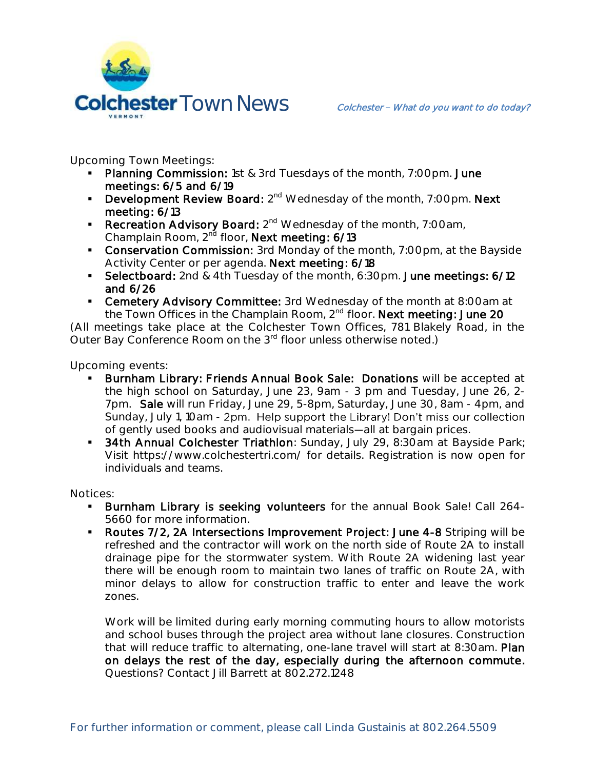# Colchester Town News

*Colchester – What do you want to do today?*

Upcoming Town Meetings:

- **Planning Commission:** 1st & 3rd Tuesdays of the month, 7:00pm. **June meetings: 6/5 and 6/19**
- **Development Review Board:** 2nd Wednesday of the month, 7:00pm. **Next meeting: 6/13**
- **Recreation Advisory Board:** 2nd Wednesday of the month, 7:00am, Champlain Room, 2nd floor, **Next meeting: 6/13**
- **Conservation Commission:** 3rd Monday of the month, 7:00pm, at the Bayside Activity Center or per agenda. **Next meeting: 6/18**
- **Selectboard:** 2nd & 4th Tuesday of the month, 6:30pm. **June meetings: 6/12 and 6/26**
- **Cemetery Advisory Committee:** 3rd Wednesday of the month at 8:00am at the Town Offices in the Champlain Room, 2nd floor. **Next meeting: June 20**

(All meetings take place at the Colchester Town Offices, 781 Blakely Road, in the Outer Bay Conference Room on the 3rd floor unless otherwise noted.)

Upcoming events:

- **Burnham Library: Friends Annual Book Sale: Donations** will be accepted at the high school on Saturday, June 23, 9am - 3 pm and Tuesday, June 26, 2-7pm. **Sale** will run Friday, June 29, 5-8pm, Saturday, June 30, 8am - 4pm, and Sunday, July 1, 10am - 2pm. Help support the Library! Don't miss our collection of gently used books and audiovisual materials—all at bargain prices.
- **34th Annual Colchester Triathlon**: Sunday, July 29, 8:30am at Bayside Park; Visit https://www.colchestertri.com/ for details. Registration is now open for individuals and teams.

Notices:

- **Burnham Library is seeking volunteers** for the annual Book Sale! Call 264-5660 for more information.
- **Routes 7/2, 2A Intersections Improvement Project: June 4-8** Striping will be refreshed and the contractor will work on the north side of Route 2A to install drainage pipe for the stormwater system. With Route 2A widening last year there will be enough room to maintain two lanes of traffic on Route 2A, with minor delays to allow for construction traffic to enter and leave the work zones.

  Work will be limited during early morning commuting hours to allow motorists and school buses through the project area without lane closures. Construction that will reduce traffic to alternating, one-lane travel will start at 8:30am. **Plan on delays the rest of the day, especially during the afternoon commute.** Questions? Contact Jill Barrett at 802.272.1248

For further information or comment, please call Linda Gustainis at 802.264.5509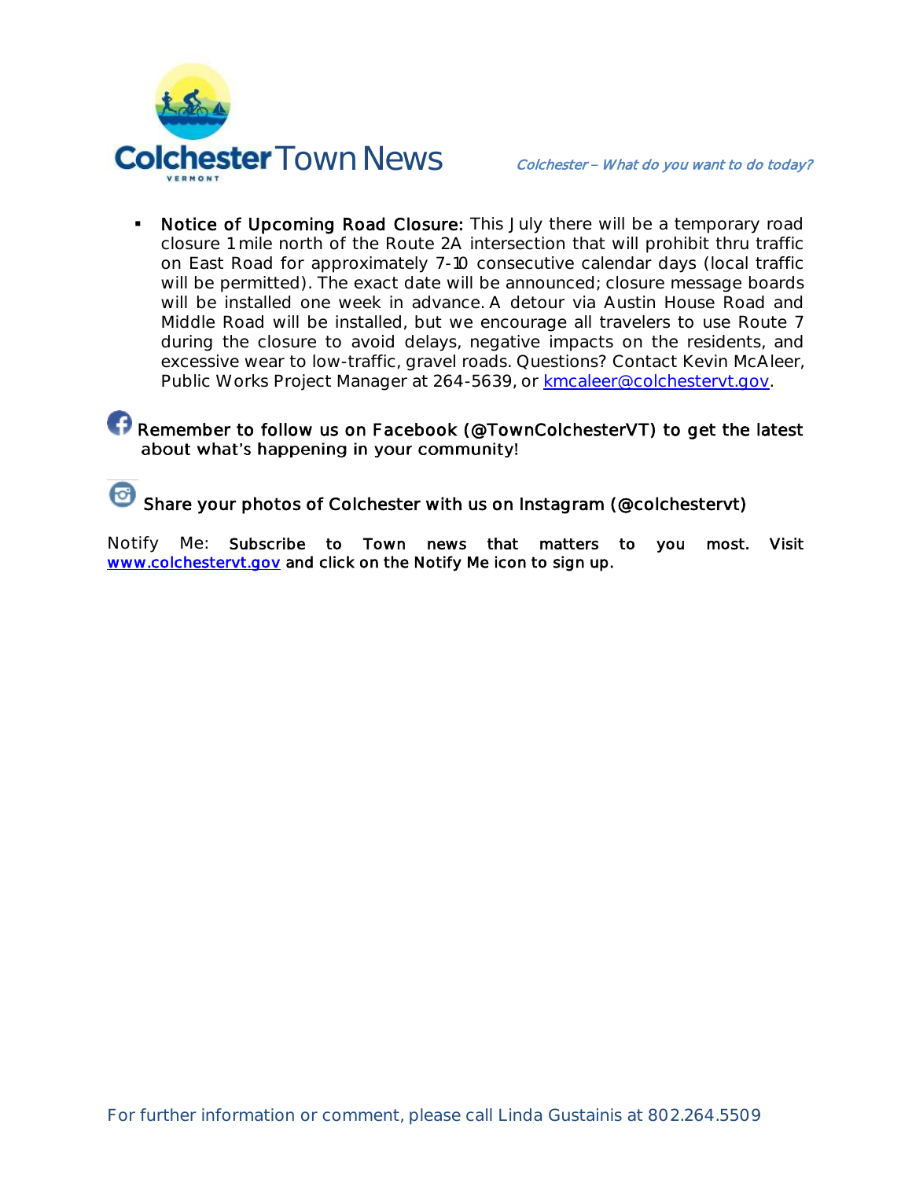- **Notice of Upcoming Road Closure:** This July there will be a temporary road closure 1 mile north of the Route 2A intersection that will prohibit thru traffic on East Road for approximately 7-10 consecutive calendar days (local traffic will be permitted). The exact date will be announced; closure message boards will be installed one week in advance. A detour via Austin House Road and Middle Road will be installed, but we encourage all travelers to use Route 7 during the closure to avoid delays, negative impacts on the residents, and excessive wear to low-traffic, gravel roads. Questions? Contact Kevin McAleer, Public Works Project Manager at 264-5639, or [kmcaleer@colchestervt.gov](mailto:kmcaleer@colchestervt.gov).

Remember to follow us on Facebook (@TownColchesterVT) to get the latest about what's happening in your community!

Share your photos of Colchester with us on Instagram (@colchestervt)

Notify Me: Subscribe to Town news that matters to you most. Visit [www.colchestervt.gov](http://www.colchestervt.gov) and click on the Notify Me icon to sign up.

For further information or comment, please call Linda Gustainis at 802.264.5509